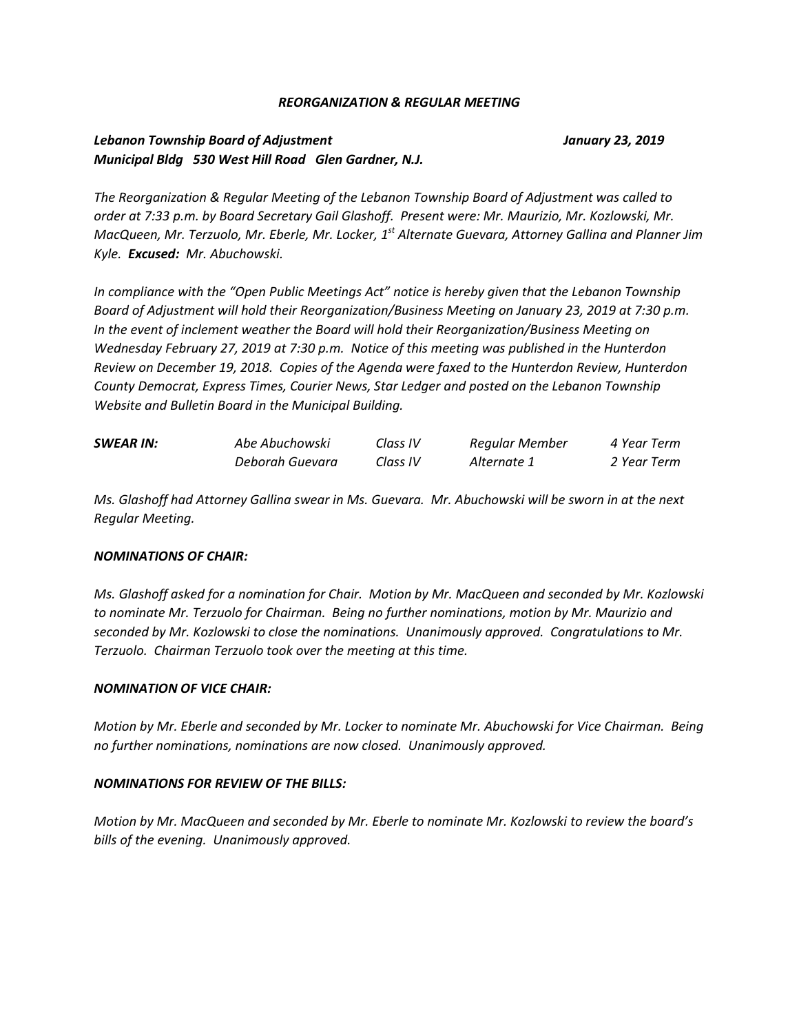***REORGANIZATION & REGULAR MEETING***

***Lebanon Township Board of Adjustment*** ***January 23, 2019***
***Municipal Bldg 530 West Hill Road Glen Gardner, N.J.***

*The Reorganization & Regular Meeting of the Lebanon Township Board of Adjustment was called to order at 7:33 p.m. by Board Secretary Gail Glashoff. Present were: Mr. Maurizio, Mr. Kozlowski, Mr. MacQueen, Mr. Terzuolo, Mr. Eberle, Mr. Locker, 1st Alternate Guevara, Attorney Gallina and Planner Jim Kyle.* ***Excused:*** *Mr. Abuchowski.*

*In compliance with the "Open Public Meetings Act" notice is hereby given that the Lebanon Township Board of Adjustment will hold their Reorganization/Business Meeting on January 23, 2019 at 7:30 p.m. In the event of inclement weather the Board will hold their Reorganization/Business Meeting on Wednesday February 27, 2019 at 7:30 p.m. Notice of this meeting was published in the Hunterdon Review on December 19, 2018. Copies of the Agenda were faxed to the Hunterdon Review, Hunterdon County Democrat, Express Times, Courier News, Star Ledger and posted on the Lebanon Township Website and Bulletin Board in the Municipal Building.*

| ***SWEAR IN:*** | *Abe Abuchowski* | *Class IV* | *Regular Member* | *4 Year Term* |
|---|---|---|---|---|
| | *Deborah Guevara* | *Class IV* | *Alternate 1* | *2 Year Term* |

*Ms. Glashoff had Attorney Gallina swear in Ms. Guevara. Mr. Abuchowski will be sworn in at the next Regular Meeting.*

***NOMINATIONS OF CHAIR:***

*Ms. Glashoff asked for a nomination for Chair. Motion by Mr. MacQueen and seconded by Mr. Kozlowski to nominate Mr. Terzuolo for Chairman. Being no further nominations, motion by Mr. Maurizio and seconded by Mr. Kozlowski to close the nominations. Unanimously approved. Congratulations to Mr. Terzuolo. Chairman Terzuolo took over the meeting at this time.*

***NOMINATION OF VICE CHAIR:***

*Motion by Mr. Eberle and seconded by Mr. Locker to nominate Mr. Abuchowski for Vice Chairman. Being no further nominations, nominations are now closed. Unanimously approved.*

***NOMINATIONS FOR REVIEW OF THE BILLS:***

*Motion by Mr. MacQueen and seconded by Mr. Eberle to nominate Mr. Kozlowski to review the board's bills of the evening. Unanimously approved.*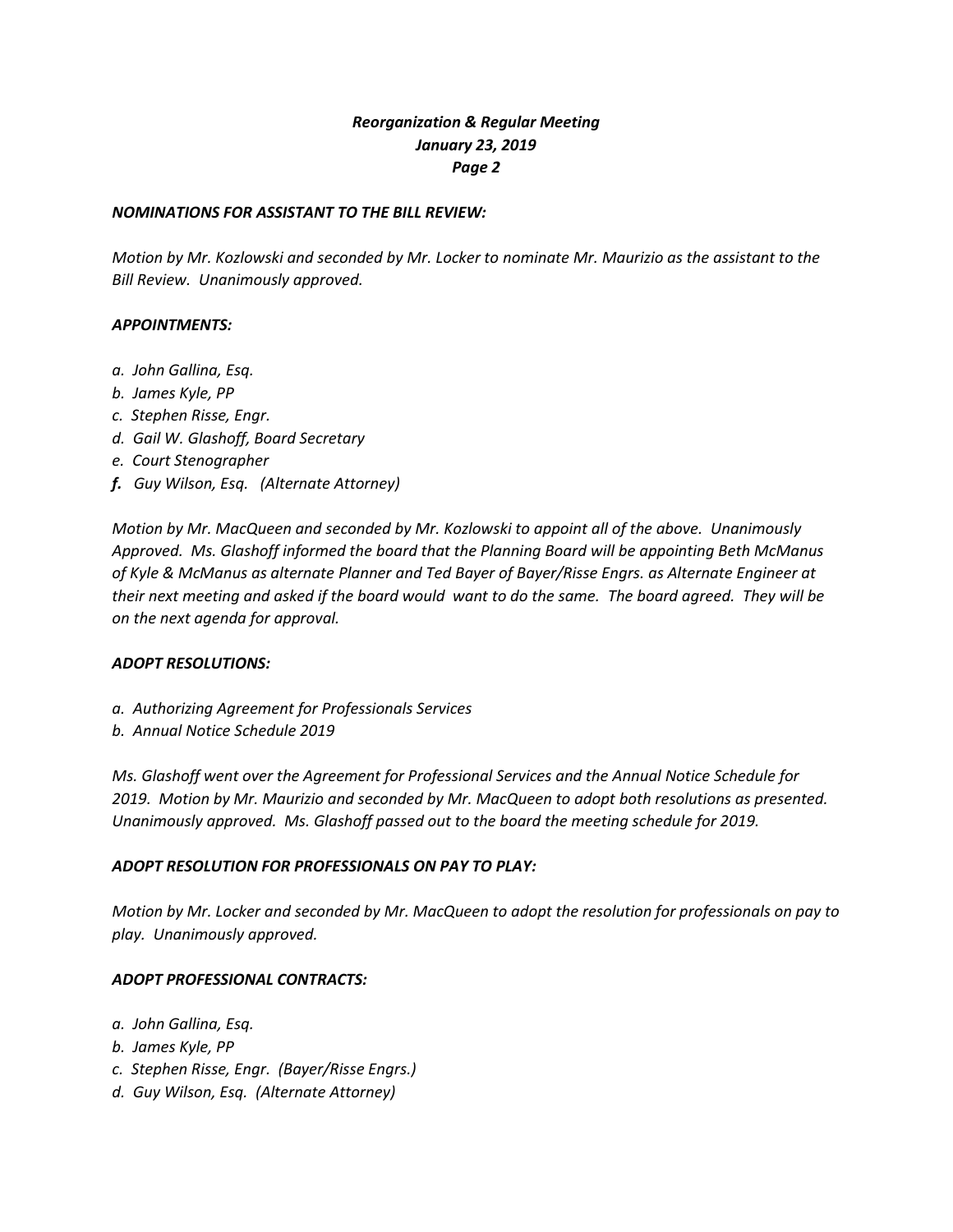*NOMINATIONS FOR ASSISTANT TO THE BILL REVIEW:*

*Motion by Mr. Kozlowski and seconded by Mr. Locker to nominate Mr. Maurizio as the assistant to the Bill Review. Unanimously approved.*

*APPOINTMENTS:*

*a. John Gallina, Esq.*
*b. James Kyle, PP*
*c. Stephen Risse, Engr.*
*d. Gail W. Glashoff, Board Secretary*
*e. Court Stenographer*
***f.*** *Guy Wilson, Esq. (Alternate Attorney)*

*Motion by Mr. MacQueen and seconded by Mr. Kozlowski to appoint all of the above. Unanimously Approved. Ms. Glashoff informed the board that the Planning Board will be appointing Beth McManus of Kyle & McManus as alternate Planner and Ted Bayer of Bayer/Risse Engrs. as Alternate Engineer at their next meeting and asked if the board would want to do the same. The board agreed. They will be on the next agenda for approval.*

*ADOPT RESOLUTIONS:*

*a. Authorizing Agreement for Professionals Services*
*b. Annual Notice Schedule 2019*

*Ms. Glashoff went over the Agreement for Professional Services and the Annual Notice Schedule for 2019. Motion by Mr. Maurizio and seconded by Mr. MacQueen to adopt both resolutions as presented. Unanimously approved. Ms. Glashoff passed out to the board the meeting schedule for 2019.*

*ADOPT RESOLUTION FOR PROFESSIONALS ON PAY TO PLAY:*

*Motion by Mr. Locker and seconded by Mr. MacQueen to adopt the resolution for professionals on pay to play. Unanimously approved.*

*ADOPT PROFESSIONAL CONTRACTS:*

*a. John Gallina, Esq.*
*b. James Kyle, PP*
*c. Stephen Risse, Engr. (Bayer/Risse Engrs.)*
*d. Guy Wilson, Esq. (Alternate Attorney)*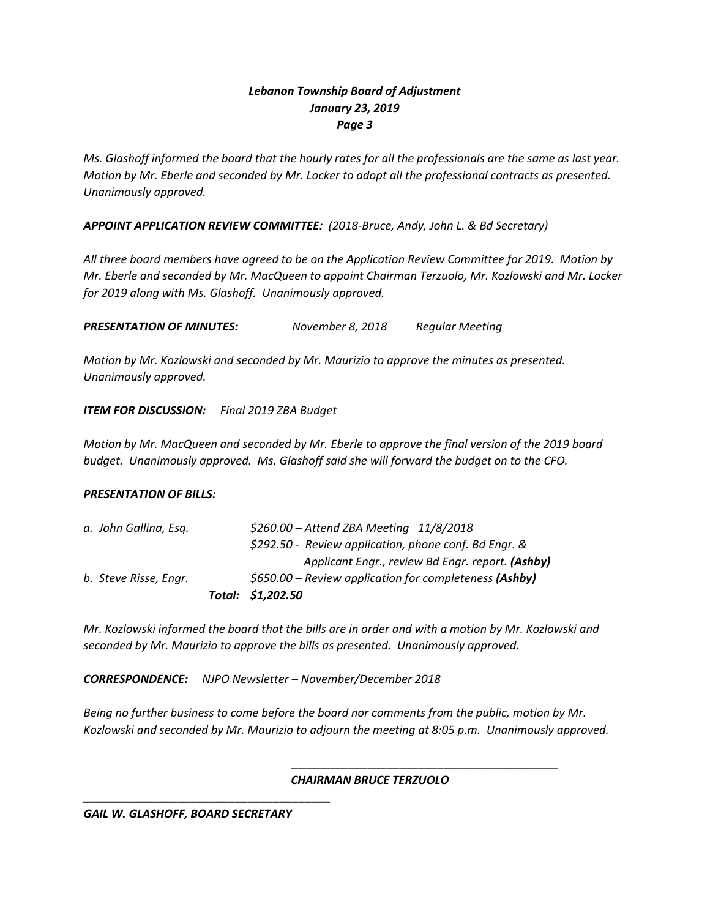*Ms. Glashoff informed the board that the hourly rates for all the professionals are the same as last year. Motion by Mr. Eberle and seconded by Mr. Locker to adopt all the professional contracts as presented. Unanimously approved.*

***APPOINT APPLICATION REVIEW COMMITTEE:*** *(2018-Bruce, Andy, John L. & Bd Secretary)*

*All three board members have agreed to be on the Application Review Committee for 2019. Motion by Mr. Eberle and seconded by Mr. MacQueen to appoint Chairman Terzuolo, Mr. Kozlowski and Mr. Locker for 2019 along with Ms. Glashoff. Unanimously approved.*

***PRESENTATION OF MINUTES:*** *November 8, 2018 Regular Meeting*

*Motion by Mr. Kozlowski and seconded by Mr. Maurizio to approve the minutes as presented. Unanimously approved.*

***ITEM FOR DISCUSSION:*** *Final 2019 ZBA Budget*

*Motion by Mr. MacQueen and seconded by Mr. Eberle to approve the final version of the 2019 board budget. Unanimously approved. Ms. Glashoff said she will forward the budget on to the CFO.*

***PRESENTATION OF BILLS:***

| | |
|---|---|
| *a. John Gallina, Esq.* | *$260.00 – Attend ZBA Meeting 11/8/2018* |
| | *$292.50 - Review application, phone conf. Bd Engr. & Applicant Engr., review Bd Engr. report.* ***(Ashby)*** |
| *b. Steve Risse, Engr.* | *$650.00 – Review application for completeness* ***(Ashby)*** |
| ***Total:*** | ***$1,202.50*** |

*Mr. Kozlowski informed the board that the bills are in order and with a motion by Mr. Kozlowski and seconded by Mr. Maurizio to approve the bills as presented. Unanimously approved.*

***CORRESPONDENCE:*** *NJPO Newsletter – November/December 2018*

*Being no further business to come before the board nor comments from the public, motion by Mr. Kozlowski and seconded by Mr. Maurizio to adjourn the meeting at 8:05 p.m. Unanimously approved.*

\_\_\_\_\_\_\_\_\_\_\_\_\_\_\_\_\_\_\_\_\_\_\_\_\_\_\_\_\_\_\_\_\_\_\_\_\_\_\_\_\_\_

***CHAIRMAN BRUCE TERZUOLO***

\_\_\_\_\_\_\_\_\_\_\_\_\_\_\_\_\_\_\_\_\_\_\_\_\_\_\_\_\_\_\_\_\_\_\_\_\_\_\_\_\_\_

***GAIL W. GLASHOFF, BOARD SECRETARY***